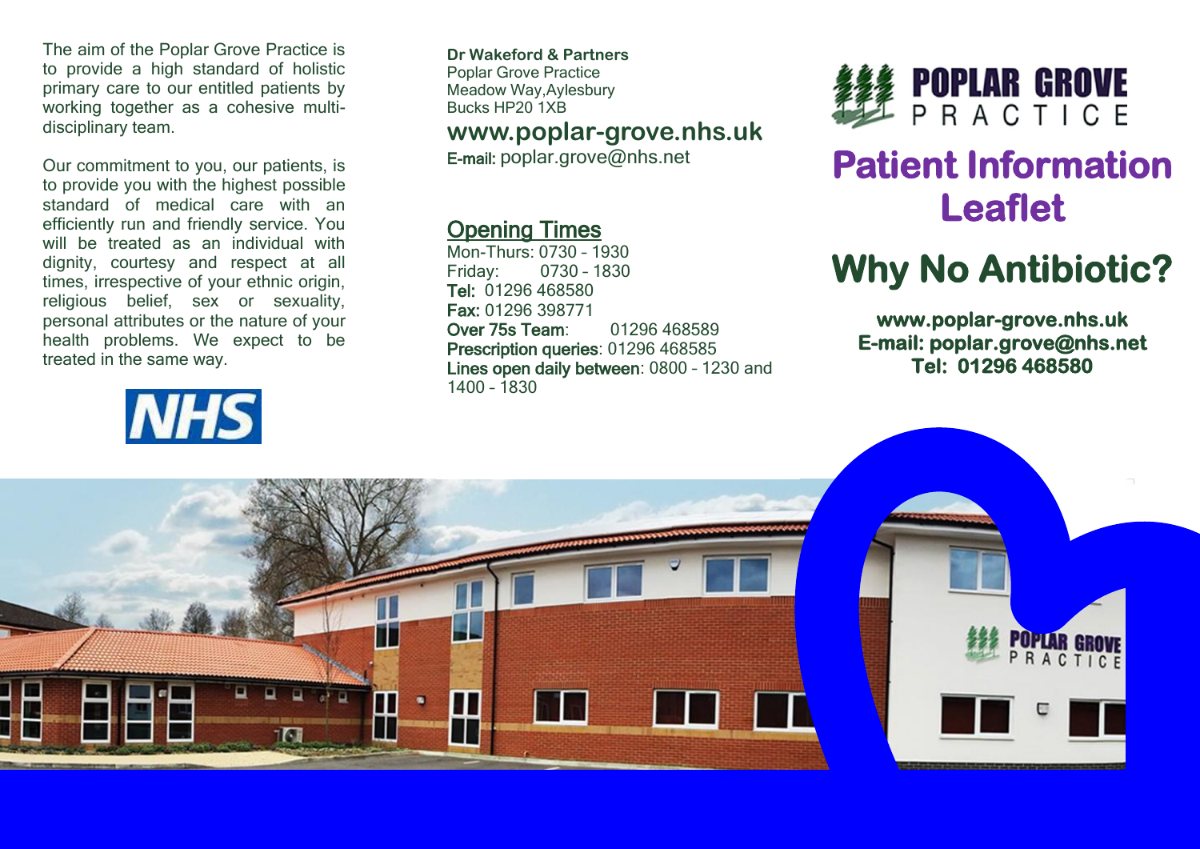The aim of the Poplar Grove Practice is to provide a high standard of holistic primary care to our entitled patients by working together as a cohesive multi-disciplinary team.

Our commitment to you, our patients, is to provide you with the highest possible standard of medical care with an efficiently run and friendly service. You will be treated as an individual with dignity, courtesy and respect at all times, irrespective of your ethnic origin, religious belief, sex or sexuality, personal attributes or the nature of your health problems. We expect to be treated in the same way.

NHS

**Dr Wakeford & Partners**
Poplar Grove Practice
Meadow Way,Aylesbury
Bucks HP20 1XB

**www.poplar-grove.nhs.uk**

**E-mail:** poplar.grove@nhs.net

## Opening Times

Mon-Thurs: 0730 – 1930
Friday: 0730 – 1830
**Tel:** 01296 468580
**Fax:** 01296 398771
**Over 75s Team**: 01296 468589
**Prescription queries**: 01296 468585
**Lines open daily between**: 0800 – 1230 and 1400 – 1830

POPLAR GROVE PRACTICE

# Patient Information Leaflet

# Why No Antibiotic?

**www.poplar-grove.nhs.uk**
**E-mail: poplar.grove@nhs.net**
**Tel: 01296 468580**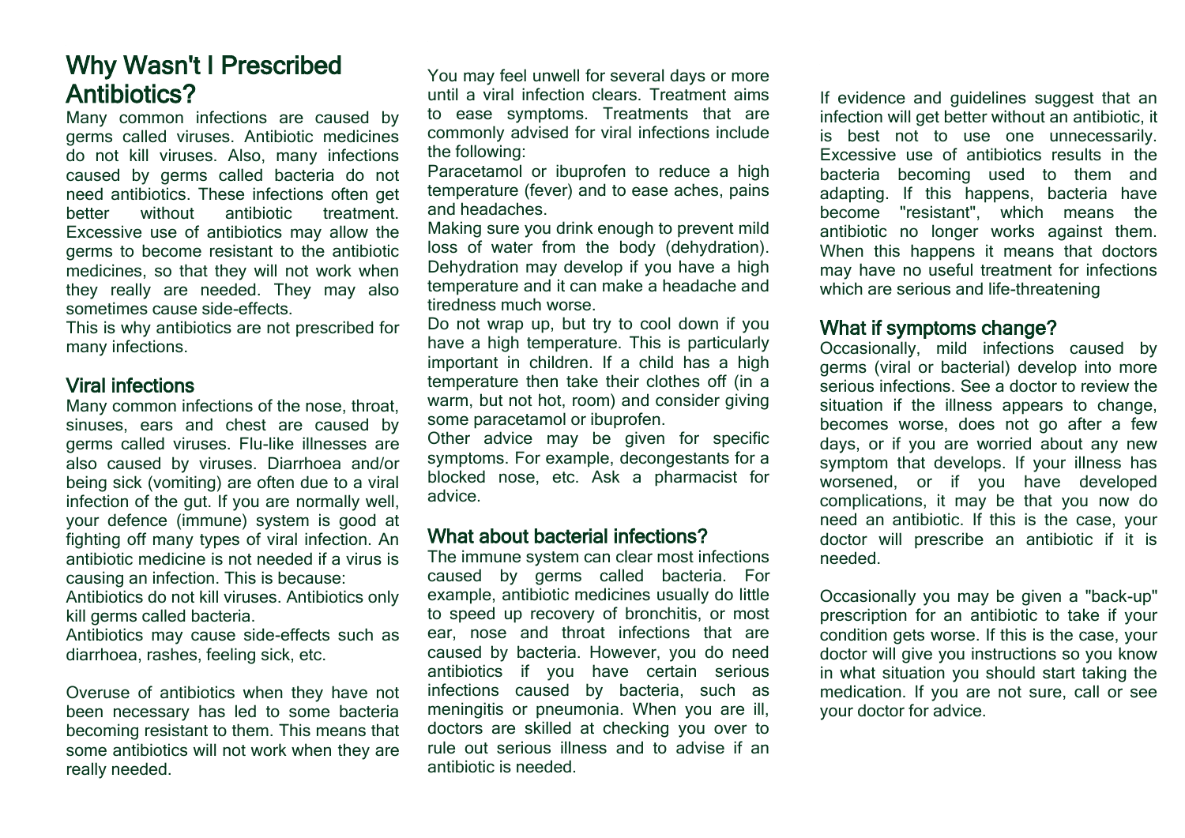# Why Wasn't I Prescribed Antibiotics?

Many common infections are caused by germs called viruses. Antibiotic medicines do not kill viruses. Also, many infections caused by germs called bacteria do not need antibiotics. These infections often get better without antibiotic treatment. Excessive use of antibiotics may allow the germs to become resistant to the antibiotic medicines, so that they will not work when they really are needed. They may also sometimes cause side-effects.

This is why antibiotics are not prescribed for many infections.

## Viral infections

Many common infections of the nose, throat, sinuses, ears and chest are caused by germs called viruses. Flu-like illnesses are also caused by viruses. Diarrhoea and/or being sick (vomiting) are often due to a viral infection of the gut. If you are normally well, your defence (immune) system is good at fighting off many types of viral infection. An antibiotic medicine is not needed if a virus is causing an infection. This is because:

Antibiotics do not kill viruses. Antibiotics only kill germs called bacteria.

Antibiotics may cause side-effects such as diarrhoea, rashes, feeling sick, etc.

Overuse of antibiotics when they have not been necessary has led to some bacteria becoming resistant to them. This means that some antibiotics will not work when they are really needed.

You may feel unwell for several days or more until a viral infection clears. Treatment aims to ease symptoms. Treatments that are commonly advised for viral infections include the following:

Paracetamol or ibuprofen to reduce a high temperature (fever) and to ease aches, pains and headaches.

Making sure you drink enough to prevent mild loss of water from the body (dehydration). Dehydration may develop if you have a high temperature and it can make a headache and tiredness much worse.

Do not wrap up, but try to cool down if you have a high temperature. This is particularly important in children. If a child has a high temperature then take their clothes off (in a warm, but not hot, room) and consider giving some paracetamol or ibuprofen.

Other advice may be given for specific symptoms. For example, decongestants for a blocked nose, etc. Ask a pharmacist for advice.

## What about bacterial infections?

The immune system can clear most infections caused by germs called bacteria. For example, antibiotic medicines usually do little to speed up recovery of bronchitis, or most ear, nose and throat infections that are caused by bacteria. However, you do need antibiotics if you have certain serious infections caused by bacteria, such as meningitis or pneumonia. When you are ill, doctors are skilled at checking you over to rule out serious illness and to advise if an antibiotic is needed.

If evidence and guidelines suggest that an infection will get better without an antibiotic, it is best not to use one unnecessarily. Excessive use of antibiotics results in the bacteria becoming used to them and adapting. If this happens, bacteria have become "resistant", which means the antibiotic no longer works against them. When this happens it means that doctors may have no useful treatment for infections which are serious and life-threatening

## What if symptoms change?

Occasionally, mild infections caused by germs (viral or bacterial) develop into more serious infections. See a doctor to review the situation if the illness appears to change, becomes worse, does not go after a few days, or if you are worried about any new symptom that develops. If your illness has worsened, or if you have developed complications, it may be that you now do need an antibiotic. If this is the case, your doctor will prescribe an antibiotic if it is needed.

Occasionally you may be given a "back-up" prescription for an antibiotic to take if your condition gets worse. If this is the case, your doctor will give you instructions so you know in what situation you should start taking the medication. If you are not sure, call or see your doctor for advice.